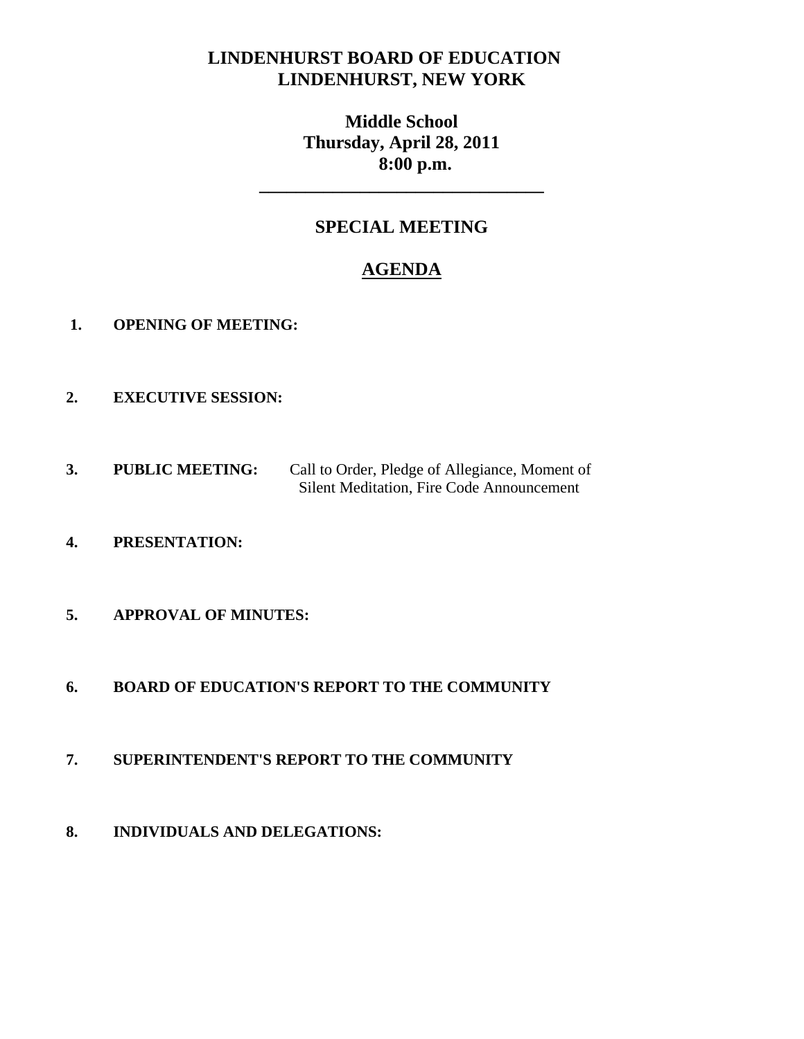# LINDENHURST BOARD OF EDUCATION
# LINDENHURST, NEW YORK

## Middle School
## Thursday, April 28, 2011
## 8:00 p.m.

---

## SPECIAL MEETING

## AGENDA

1. **OPENING OF MEETING:**

2. **EXECUTIVE SESSION:**

3. **PUBLIC MEETING:** Call to Order, Pledge of Allegiance, Moment of Silent Meditation, Fire Code Announcement

4. **PRESENTATION:**

5. **APPROVAL OF MINUTES:**

6. **BOARD OF EDUCATION'S REPORT TO THE COMMUNITY**

7. **SUPERINTENDENT'S REPORT TO THE COMMUNITY**

8. **INDIVIDUALS AND DELEGATIONS:**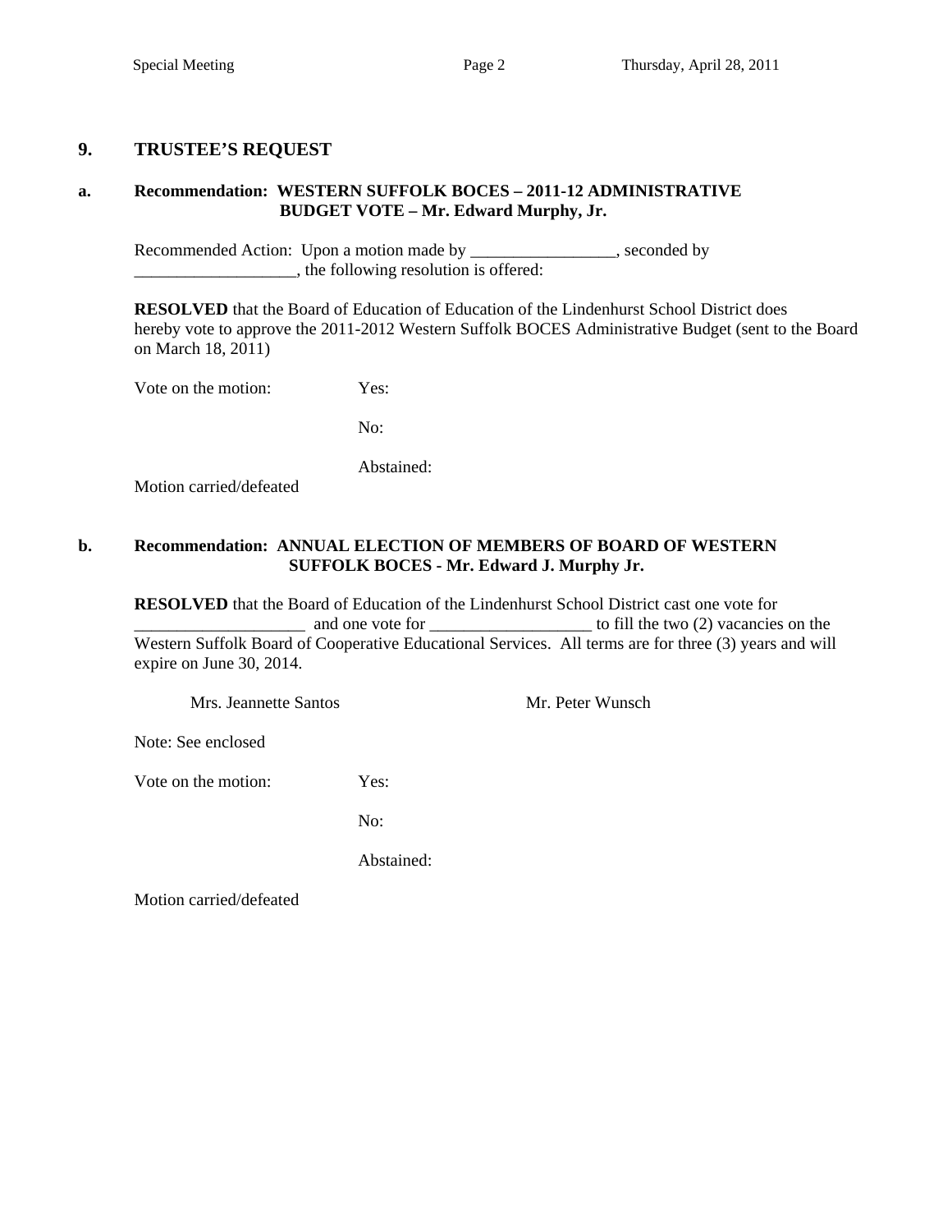## 9. TRUSTEE'S REQUEST

**a. Recommendation: WESTERN SUFFOLK BOCES – 2011-12 ADMINISTRATIVE BUDGET VOTE – Mr. Edward Murphy, Jr.**

Recommended Action: Upon a motion made by _________________, seconded by ___________________, the following resolution is offered:

**RESOLVED** that the Board of Education of Education of the Lindenhurst School District does hereby vote to approve the 2011-2012 Western Suffolk BOCES Administrative Budget (sent to the Board on March 18, 2011)

Vote on the motion: Yes:

No:

Abstained:

Motion carried/defeated

**b. Recommendation: ANNUAL ELECTION OF MEMBERS OF BOARD OF WESTERN SUFFOLK BOCES - Mr. Edward J. Murphy Jr.**

**RESOLVED** that the Board of Education of the Lindenhurst School District cast one vote for ___________________ and one vote for __________________ to fill the two (2) vacancies on the Western Suffolk Board of Cooperative Educational Services. All terms are for three (3) years and will expire on June 30, 2014.

Mrs. Jeannette Santos    Mr. Peter Wunsch

Note: See enclosed

Vote on the motion: Yes:

No:

Abstained:

Motion carried/defeated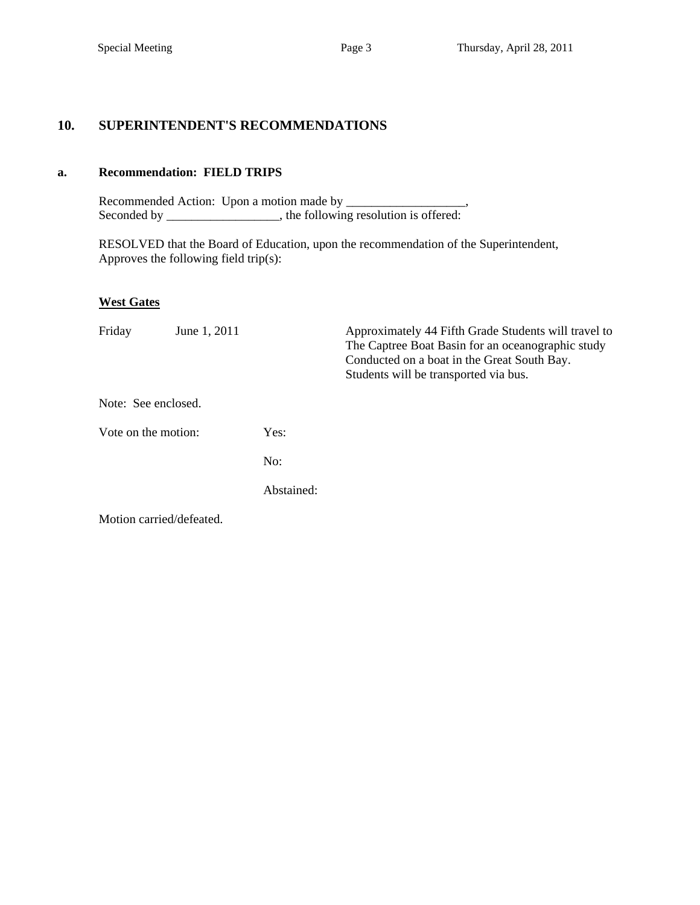## 10. SUPERINTENDENT'S RECOMMENDATIONS

### a. Recommendation: FIELD TRIPS

Recommended Action: Upon a motion made by ___________________,
Seconded by __________________, the following resolution is offered:

RESOLVED that the Board of Education, upon the recommendation of the Superintendent, Approves the following field trip(s):

**West Gates**

| | | |
|---|---|---|
| Friday | June 1, 2011 | Approximately 44 Fifth Grade Students will travel to The Captree Boat Basin for an oceanographic study Conducted on a boat in the Great South Bay. Students will be transported via bus. |

Note: See enclosed.

Vote on the motion: Yes:

No:

Abstained:

Motion carried/defeated.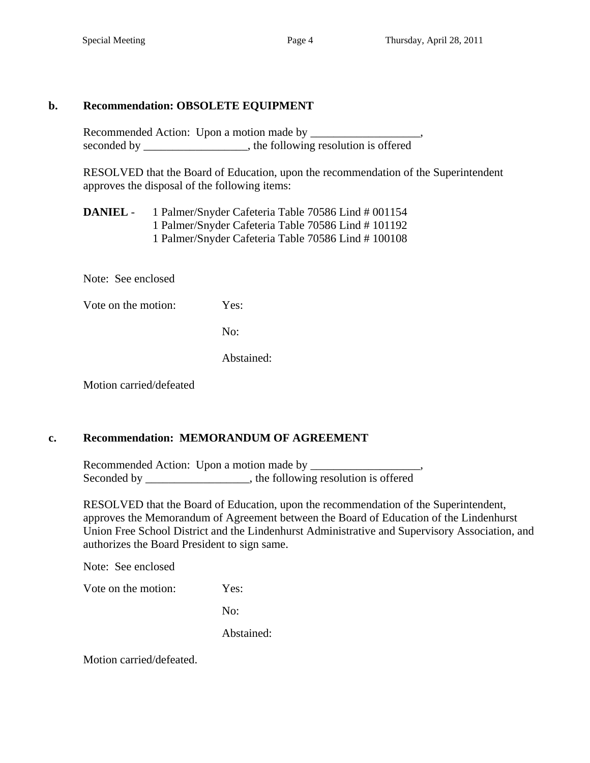**b. Recommendation: OBSOLETE EQUIPMENT**

Recommended Action: Upon a motion made by ___________________,
seconded by __________________, the following resolution is offered

RESOLVED that the Board of Education, upon the recommendation of the Superintendent approves the disposal of the following items:

**DANIEL** - 1 Palmer/Snyder Cafeteria Table 70586 Lind # 001154
1 Palmer/Snyder Cafeteria Table 70586 Lind # 101192
1 Palmer/Snyder Cafeteria Table 70586 Lind # 100108

Note: See enclosed

Vote on the motion: Yes:

No:

Abstained:

Motion carried/defeated

**c. Recommendation: MEMORANDUM OF AGREEMENT**

Recommended Action: Upon a motion made by ___________________,
Seconded by __________________, the following resolution is offered

RESOLVED that the Board of Education, upon the recommendation of the Superintendent, approves the Memorandum of Agreement between the Board of Education of the Lindenhurst Union Free School District and the Lindenhurst Administrative and Supervisory Association, and authorizes the Board President to sign same.

Note: See enclosed

Vote on the motion: Yes:

No:

Abstained:

Motion carried/defeated.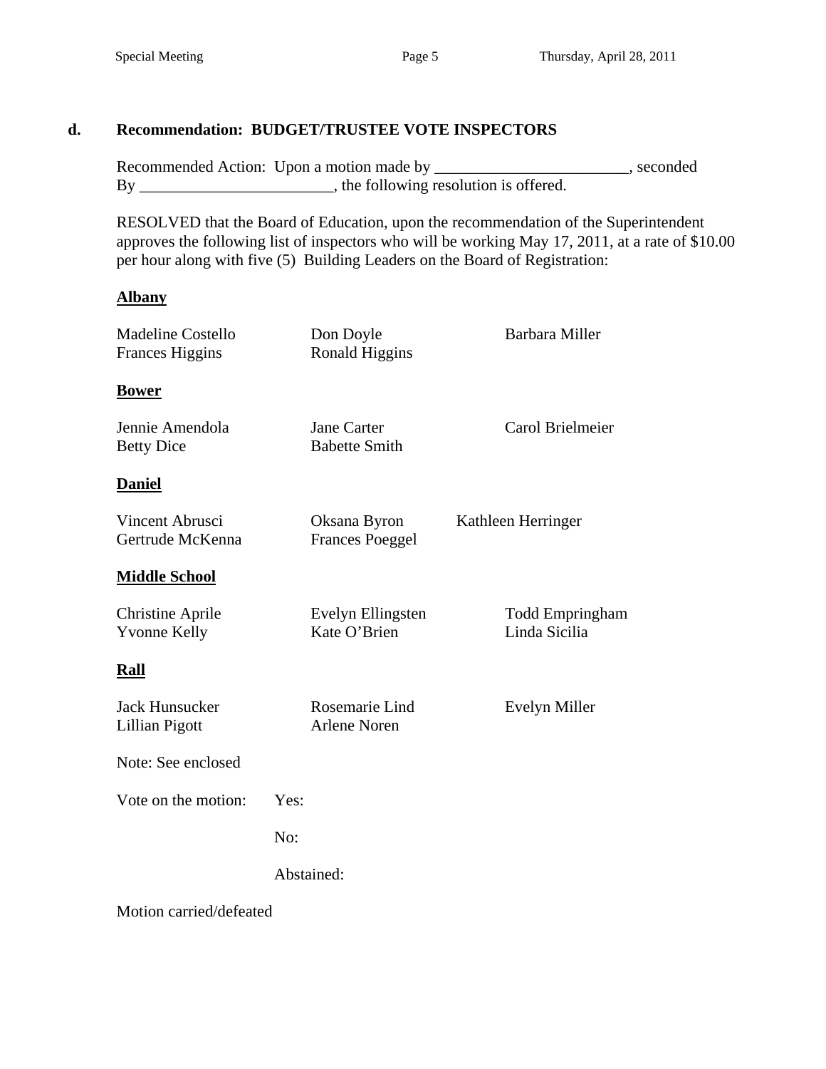## d. Recommendation: BUDGET/TRUSTEE VOTE INSPECTORS

Recommended Action: Upon a motion made by ________________________, seconded By ________________________, the following resolution is offered.

RESOLVED that the Board of Education, upon the recommendation of the Superintendent approves the following list of inspectors who will be working May 17, 2011, at a rate of $10.00 per hour along with five (5) Building Leaders on the Board of Registration:

**Albany**

| | | |
|---|---|---|
| Madeline Costello | Don Doyle | Barbara Miller |
| Frances Higgins | Ronald Higgins | |

**Bower**

| | | |
|---|---|---|
| Jennie Amendola | Jane Carter | Carol Brielmeier |
| Betty Dice | Babette Smith | |

**Daniel**

| | | |
|---|---|---|
| Vincent Abrusci | Oksana Byron | Kathleen Herringer |
| Gertrude McKenna | Frances Poeggel | |

**Middle School**

| | | |
|---|---|---|
| Christine Aprile | Evelyn Ellingsten | Todd Empringham |
| Yvonne Kelly | Kate O'Brien | Linda Sicilia |

**Rall**

| | | |
|---|---|---|
| Jack Hunsucker | Rosemarie Lind | Evelyn Miller |
| Lillian Pigott | Arlene Noren | |

Note: See enclosed

Vote on the motion: Yes:

No:

Abstained:

Motion carried/defeated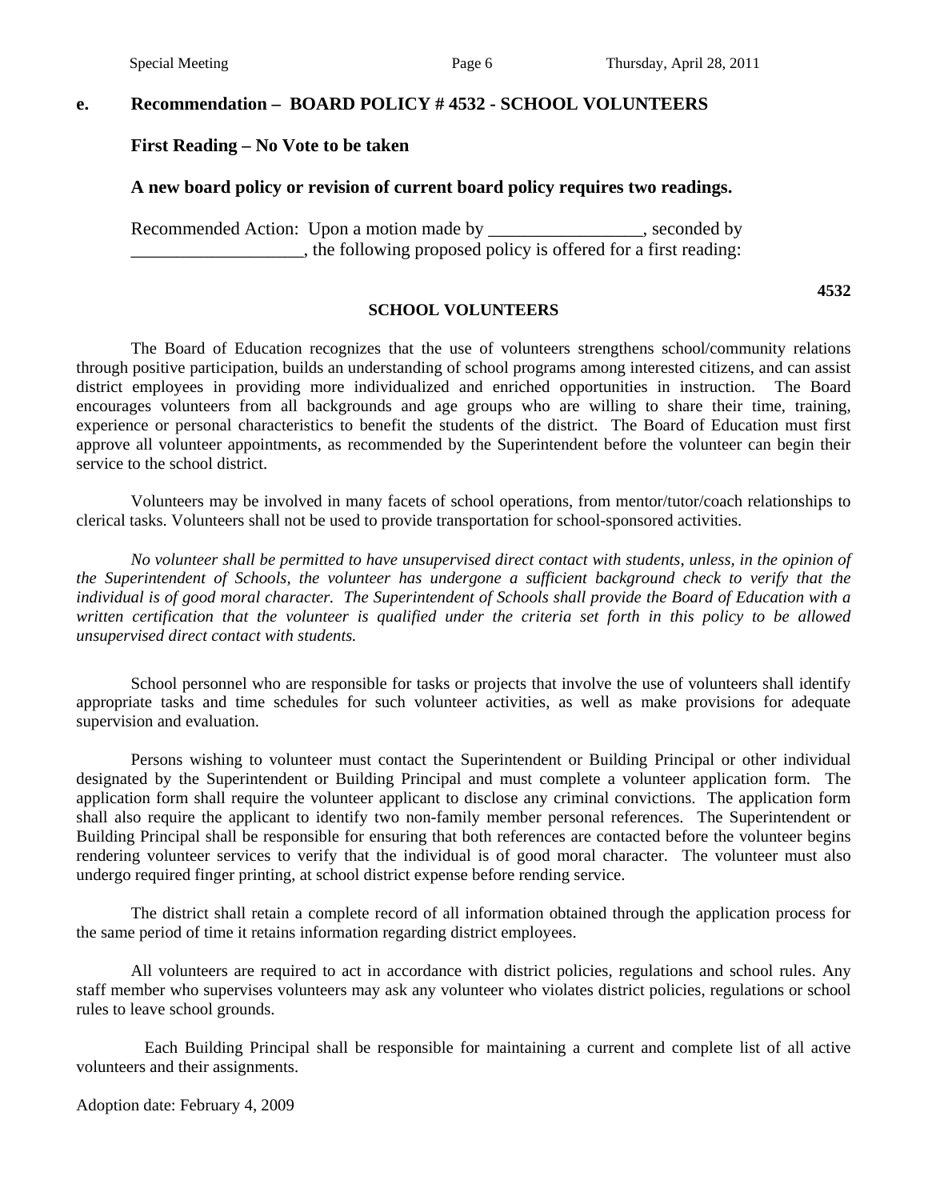**e. Recommendation – BOARD POLICY # 4532 - SCHOOL VOLUNTEERS**

**First Reading – No Vote to be taken**

**A new board policy or revision of current board policy requires two readings.**

Recommended Action: Upon a motion made by _________________, seconded by ___________________, the following proposed policy is offered for a first reading:

**4532**

**SCHOOL VOLUNTEERS**

The Board of Education recognizes that the use of volunteers strengthens school/community relations through positive participation, builds an understanding of school programs among interested citizens, and can assist district employees in providing more individualized and enriched opportunities in instruction. The Board encourages volunteers from all backgrounds and age groups who are willing to share their time, training, experience or personal characteristics to benefit the students of the district. The Board of Education must first approve all volunteer appointments, as recommended by the Superintendent before the volunteer can begin their service to the school district.

Volunteers may be involved in many facets of school operations, from mentor/tutor/coach relationships to clerical tasks. Volunteers shall not be used to provide transportation for school-sponsored activities.

*No volunteer shall be permitted to have unsupervised direct contact with students, unless, in the opinion of the Superintendent of Schools, the volunteer has undergone a sufficient background check to verify that the individual is of good moral character. The Superintendent of Schools shall provide the Board of Education with a written certification that the volunteer is qualified under the criteria set forth in this policy to be allowed unsupervised direct contact with students.*

School personnel who are responsible for tasks or projects that involve the use of volunteers shall identify appropriate tasks and time schedules for such volunteer activities, as well as make provisions for adequate supervision and evaluation.

Persons wishing to volunteer must contact the Superintendent or Building Principal or other individual designated by the Superintendent or Building Principal and must complete a volunteer application form. The application form shall require the volunteer applicant to disclose any criminal convictions. The application form shall also require the applicant to identify two non-family member personal references. The Superintendent or Building Principal shall be responsible for ensuring that both references are contacted before the volunteer begins rendering volunteer services to verify that the individual is of good moral character. The volunteer must also undergo required finger printing, at school district expense before rending service.

The district shall retain a complete record of all information obtained through the application process for the same period of time it retains information regarding district employees.

All volunteers are required to act in accordance with district policies, regulations and school rules. Any staff member who supervises volunteers may ask any volunteer who violates district policies, regulations or school rules to leave school grounds.

Each Building Principal shall be responsible for maintaining a current and complete list of all active volunteers and their assignments.

Adoption date: February 4, 2009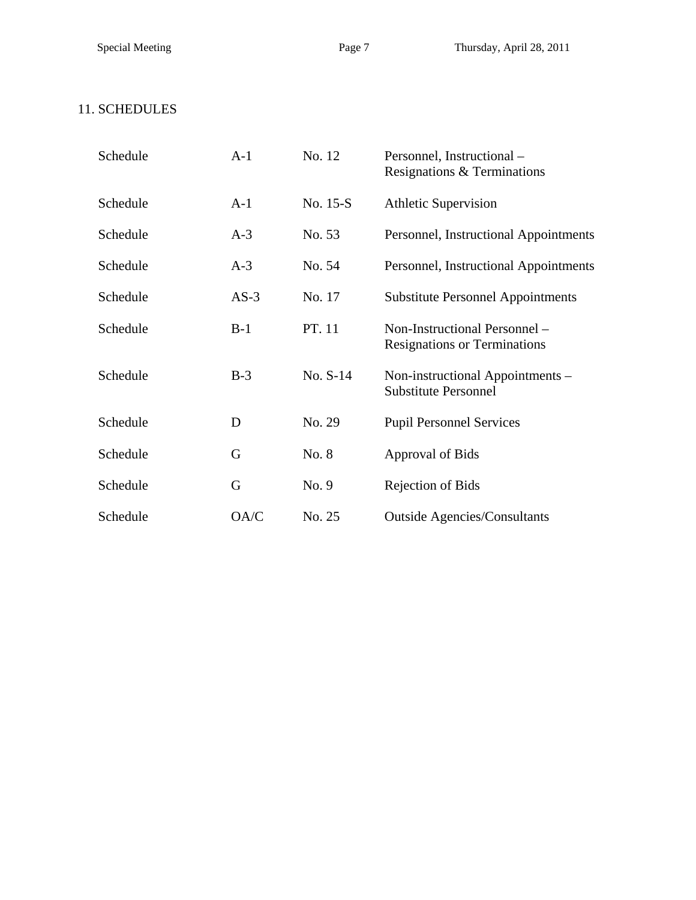## 11. SCHEDULES

| | | | |
|---|---|---|---|
| Schedule | A-1 | No. 12 | Personnel, Instructional – Resignations & Terminations |
| Schedule | A-1 | No. 15-S | Athletic Supervision |
| Schedule | A-3 | No. 53 | Personnel, Instructional Appointments |
| Schedule | A-3 | No. 54 | Personnel, Instructional Appointments |
| Schedule | AS-3 | No. 17 | Substitute Personnel Appointments |
| Schedule | B-1 | PT. 11 | Non-Instructional Personnel – Resignations or Terminations |
| Schedule | B-3 | No. S-14 | Non-instructional Appointments – Substitute Personnel |
| Schedule | D | No. 29 | Pupil Personnel Services |
| Schedule | G | No. 8 | Approval of Bids |
| Schedule | G | No. 9 | Rejection of Bids |
| Schedule | OA/C | No. 25 | Outside Agencies/Consultants |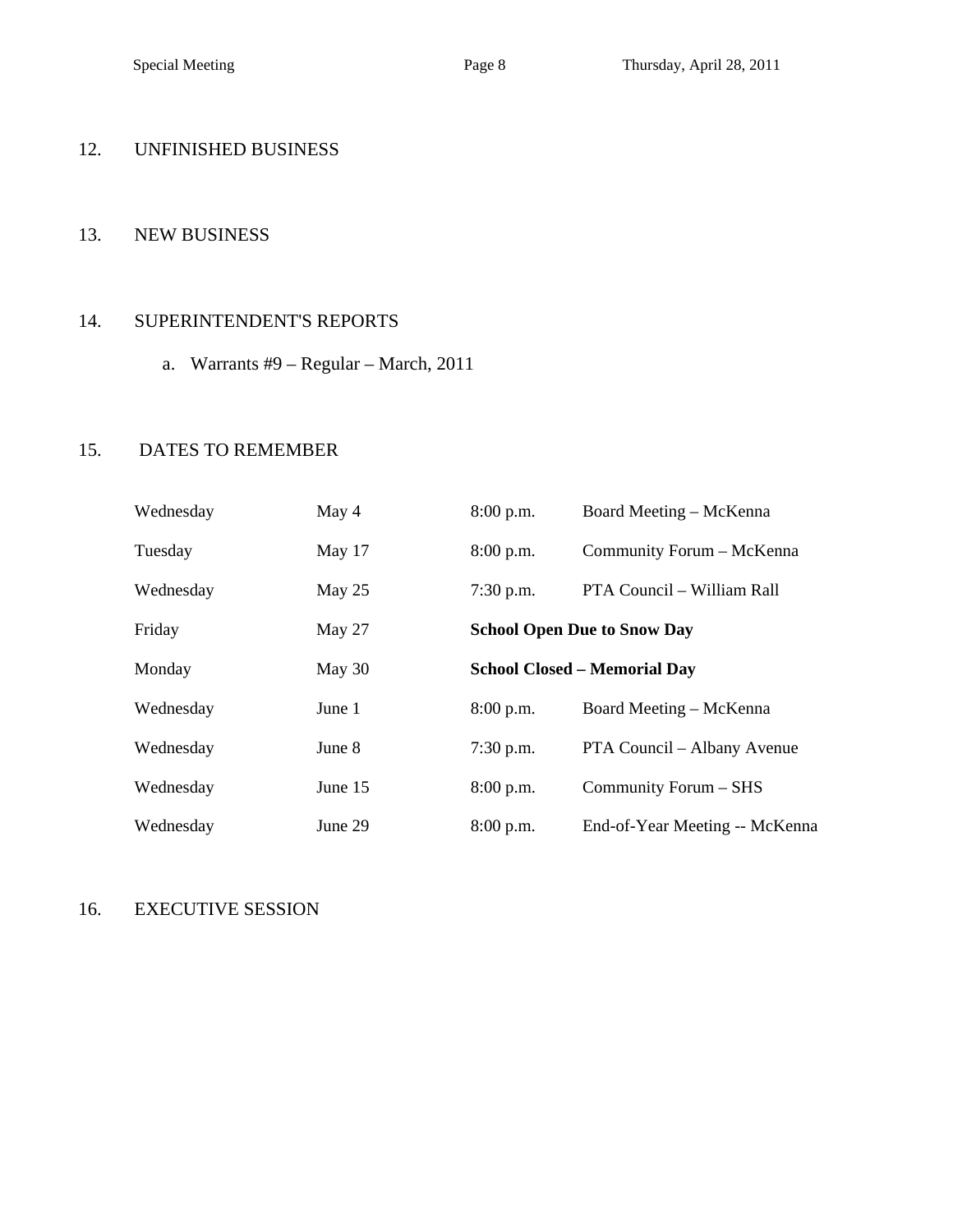12. UNFINISHED BUSINESS

13. NEW BUSINESS

14. SUPERINTENDENT'S REPORTS

a. Warrants #9 – Regular – March, 2011

15. DATES TO REMEMBER

| | | | |
|---|---|---|---|
| Wednesday | May 4 | 8:00 p.m. | Board Meeting – McKenna |
| Tuesday | May 17 | 8:00 p.m. | Community Forum – McKenna |
| Wednesday | May 25 | 7:30 p.m. | PTA Council – William Rall |
| Friday | May 27 | **School Open Due to Snow Day** | |
| Monday | May 30 | **School Closed – Memorial Day** | |
| Wednesday | June 1 | 8:00 p.m. | Board Meeting – McKenna |
| Wednesday | June 8 | 7:30 p.m. | PTA Council – Albany Avenue |
| Wednesday | June 15 | 8:00 p.m. | Community Forum – SHS |
| Wednesday | June 29 | 8:00 p.m. | End-of-Year Meeting -- McKenna |

16. EXECUTIVE SESSION